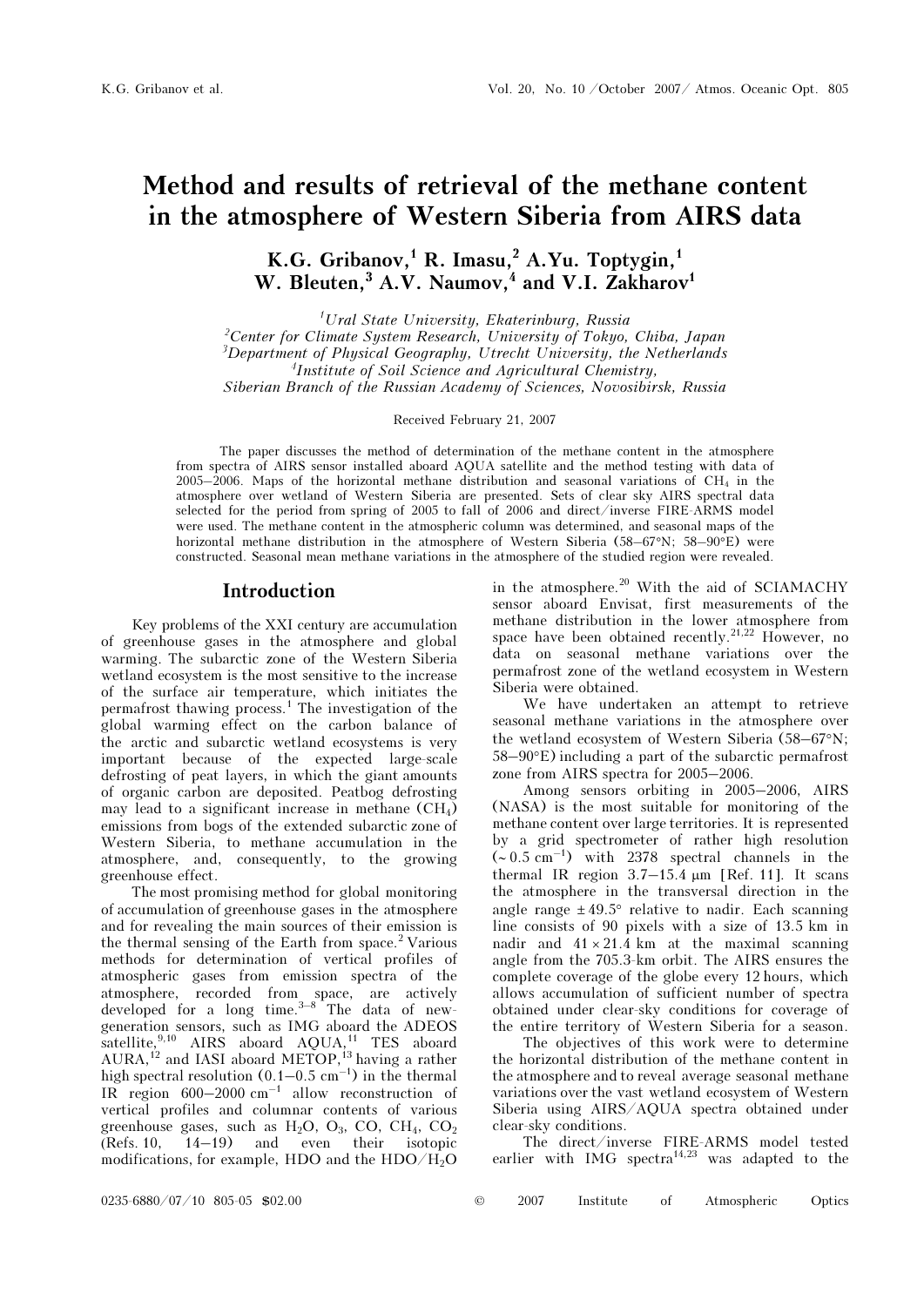# Method and results of retrieval of the methane content in the atmosphere of Western Siberia from AIRS data

**K.G. Gribanov,[1] R. Imasu,[2] A.Yu. Toptygin,[1] W. Bleuten,[3] A.V. Naumov,[4] and V.I. Zakharov[1]**

[1] *Ural State University, Ekaterinburg, Russia*
[2] *Center for Climate System Research, University of Tokyo, Chiba, Japan*
[3] *Department of Physical Geography, Utrecht University, the Netherlands*
[4] *Institute of Soil Science and Agricultural Chemistry, Siberian Branch of the Russian Academy of Sciences, Novosibirsk, Russia*

Received February 21, 2007

The paper discusses the method of determination of the methane content in the atmosphere from spectra of AIRS sensor installed aboard AQUA satellite and the method testing with data of 2005–2006. Maps of the horizontal methane distribution and seasonal variations of $CH_4$ in the atmosphere over wetland of Western Siberia are presented. Sets of clear sky AIRS spectral data selected for the period from spring of 2005 to fall of 2006 and direct/inverse FIRE-ARMS model were used. The methane content in the atmospheric column was determined, and seasonal maps of the horizontal methane distribution in the atmosphere of Western Siberia (58–67°N; 58–90°E) were constructed. Seasonal mean methane variations in the atmosphere of the studied region were revealed.

## Introduction

Key problems of the XXI century are accumulation of greenhouse gases in the atmosphere and global warming. The subarctic zone of the Western Siberia wetland ecosystem is the most sensitive to the increase of the surface air temperature, which initiates the permafrost thawing process.[1] The investigation of the global warming effect on the carbon balance of the arctic and subarctic wetland ecosystems is very important because of the expected large-scale defrosting of peat layers, in which the giant amounts of organic carbon are deposited. Peatbog defrosting may lead to a significant increase in methane ($CH_4$) emissions from bogs of the extended subarctic zone of Western Siberia, to methane accumulation in the atmosphere, and, consequently, to the growing greenhouse effect.

The most promising method for global monitoring of accumulation of greenhouse gases in the atmosphere and for revealing the main sources of their emission is the thermal sensing of the Earth from space.[2] Various methods for determination of vertical profiles of atmospheric gases from emission spectra of the atmosphere, recorded from space, are actively developed for a long time.[3–8] The data of new-generation sensors, such as IMG aboard the ADEOS satellite,[9,10] AIRS aboard AQUA,[11] TES aboard AURA,[12] and IASI aboard METOP,[13] having a rather high spectral resolution (0.1–0.5 cm$^{-1}$) in the thermal IR region 600–2000 cm$^{-1}$ allow reconstruction of vertical profiles and columnar contents of various greenhouse gases, such as $H_2O$, $O_3$, CO, $CH_4$, $CO_2$ (Refs. 10, 14–19) and even their isotopic modifications, for example, HDO and the HDO/$H_2O$ in the atmosphere.[20] With the aid of SCIAMACHY sensor aboard Envisat, first measurements of the methane distribution in the lower atmosphere from space have been obtained recently.[21,22] However, no data on seasonal methane variations over the permafrost zone of the wetland ecosystem in Western Siberia were obtained.

We have undertaken an attempt to retrieve seasonal methane variations in the atmosphere over the wetland ecosystem of Western Siberia (58–67°N; 58–90°E) including a part of the subarctic permafrost zone from AIRS spectra for 2005–2006.

Among sensors orbiting in 2005–2006, AIRS (NASA) is the most suitable for monitoring of the methane content over large territories. It is represented by a grid spectrometer of rather high resolution (~ 0.5 cm$^{-1}$) with 2378 spectral channels in the thermal IR region 3.7–15.4 μm [Ref. 11]. It scans the atmosphere in the transversal direction in the angle range ±49.5° relative to nadir. Each scanning line consists of 90 pixels with a size of 13.5 km in nadir and 41 × 21.4 km at the maximal scanning angle from the 705.3-km orbit. The AIRS ensures the complete coverage of the globe every 12 hours, which allows accumulation of sufficient number of spectra obtained under clear-sky conditions for coverage of the entire territory of Western Siberia for a season.

The objectives of this work were to determine the horizontal distribution of the methane content in the atmosphere and to reveal average seasonal methane variations over the vast wetland ecosystem of Western Siberia using AIRS/AQUA spectra obtained under clear-sky conditions.

The direct/inverse FIRE-ARMS model tested earlier with IMG spectra[14,23] was adapted to the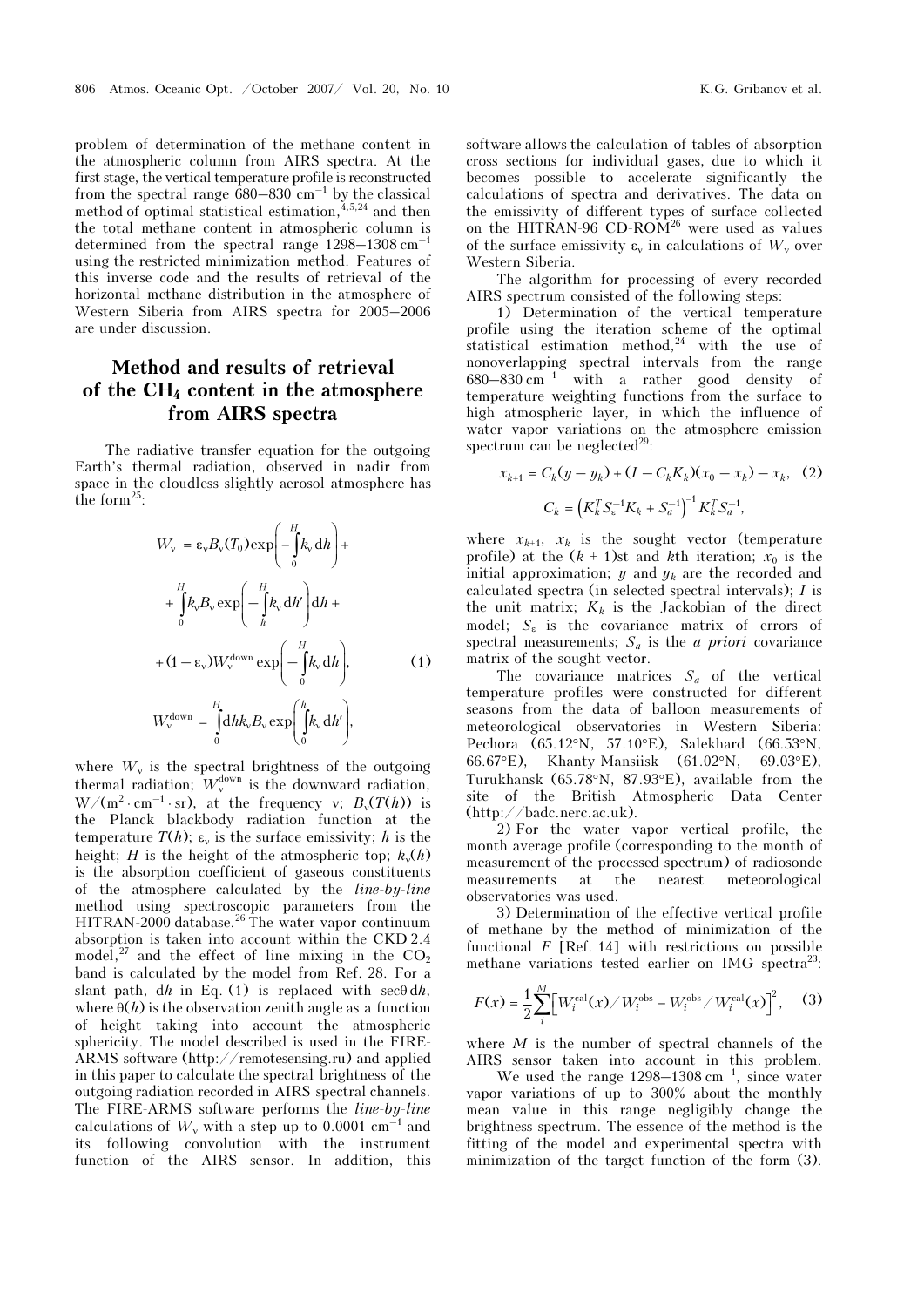problem of determination of the methane content in the atmospheric column from AIRS spectra. At the first stage, the vertical temperature profile is reconstructed from the spectral range 680–830 cm$^{-1}$ by the classical method of optimal statistical estimation,[4,5,24] and then the total methane content in atmospheric column is determined from the spectral range 1298–1308 cm$^{-1}$ using the restricted minimization method. Features of this inverse code and the results of retrieval of the horizontal methane distribution in the atmosphere of Western Siberia from AIRS spectra for 2005–2006 are under discussion.

## Method and results of retrieval of the $CH_4$ content in the atmosphere from AIRS spectra

The radiative transfer equation for the outgoing Earth's thermal radiation, observed in nadir from space in the cloudless slightly aerosol atmosphere has the form[25]:

$$W_\nu = \varepsilon_\nu B_\nu(T_0)\exp\left(-\int_0^H k_\nu \, dh\right) + \int_0^H k_\nu B_\nu \exp\left(-\int_h^H k_\nu \, dh'\right) dh + (1-\varepsilon_\nu) W_\nu^{\text{down}} \exp\left(-\int_0^H k_\nu \, dh\right), \quad (1)$$

$$W_\nu^{\text{down}} = \int_0^H dh k_\nu B_\nu \exp\left(\int_0^h k_\nu \, dh'\right),$$

where $W_\nu$ is the spectral brightness of the outgoing thermal radiation; $W_\nu^{\text{down}}$ is the downward radiation, W/(m$^2\cdot$cm$^{-1}\cdot$sr), at the frequency ν; $B_\nu(T(h))$ is the Planck blackbody radiation function at the temperature $T(h)$; $\varepsilon_\nu$ is the surface emissivity; $h$ is the height; $H$ is the height of the atmospheric top; $k_\nu(h)$ is the absorption coefficient of gaseous constituents of the atmosphere calculated by the *line-by-line* method using spectroscopic parameters from the HITRAN-2000 database.[26] The water vapor continuum absorption is taken into account within the CKD 2.4 model,[27] and the effect of line mixing in the $CO_2$ band is calculated by the model from Ref. 28. For a slant path, $dh$ in Eq. (1) is replaced with $\sec\theta \, dh$, where $\theta(h)$ is the observation zenith angle as a function of height taking into account the atmospheric sphericity. The model described is used in the FIRE-ARMS software (http://remotesensing.ru) and applied in this paper to calculate the spectral brightness of the outgoing radiation recorded in AIRS spectral channels. The FIRE-ARMS software performs the *line-by-line* calculations of $W_\nu$ with a step up to 0.0001 cm$^{-1}$ and its following convolution with the instrument function of the AIRS sensor. In addition, this software allows the calculation of tables of absorption cross sections for individual gases, due to which it becomes possible to accelerate significantly the calculations of spectra and derivatives. The data on the emissivity of different types of surface collected on the HITRAN-96 CD-ROM[26] were used as values of the surface emissivity $\varepsilon_\nu$ in calculations of $W_\nu$ over Western Siberia.

The algorithm for processing of every recorded AIRS spectrum consisted of the following steps:

1) Determination of the vertical temperature profile using the iteration scheme of the optimal statistical estimation method,[24] with the use of nonoverlapping spectral intervals from the range 680–830 cm$^{-1}$ with a rather good density of temperature weighting functions from the surface to high atmospheric layer, in which the influence of water vapor variations on the atmosphere emission spectrum can be neglected[29]:

$$x_{k+1} = C_k(y - y_k) + (I - C_k K_k)(x_0 - x_k) - x_k, \quad (2)$$

$$C_k = \left(K_k^T S_\varepsilon^{-1} K_k + S_a^{-1}\right)^{-1} K_k^T S_\varepsilon^{-1},$$

where $x_{k+1}$, $x_k$ is the sought vector (temperature profile) at the ($k$ + 1)st and $k$th iteration; $x_0$ is the initial approximation; $y$ and $y_k$ are the recorded and calculated spectra (in selected spectral intervals); $I$ is the unit matrix; $K_k$ is the Jackobian of the direct model; $S_\varepsilon$ is the covariance matrix of errors of spectral measurements; $S_a$ is the *a priori* covariance matrix of the sought vector.

The covariance matrices $S_a$ of the vertical temperature profiles were constructed for different seasons from the data of balloon measurements of meteorological observatories in Western Siberia: Pechora (65.12°N, 57.10°E), Salekhard (66.53°N, 66.67°E), Khanty-Mansiisk (61.02°N, 69.03°E), Turukhansk (65.78°N, 87.93°E), available from the site of the British Atmospheric Data Center (http://badc.nerc.ac.uk).

2) For the water vapor vertical profile, the month average profile (corresponding to the month of measurement of the processed spectrum) of radiosonde measurements at the nearest meteorological observatories was used.

3) Determination of the effective vertical profile of methane by the method of minimization of the functional $F$ [Ref. 14] with restrictions on possible methane variations tested earlier on IMG spectra[23]:

$$F(x) = \frac{1}{2}\sum_i^M \left[W_i^{\text{cal}}(x)/W_i^{\text{obs}} - W_i^{\text{obs}}/W_i^{\text{cal}}(x)\right]^2, \quad (3)$$

where $M$ is the number of spectral channels of the AIRS sensor taken into account in this problem.

We used the range 1298–1308 cm$^{-1}$, since water vapor variations of up to 300% about the monthly mean value in this range negligibly change the brightness spectrum. The essence of the method is the fitting of the model and experimental spectra with minimization of the target function of the form (3).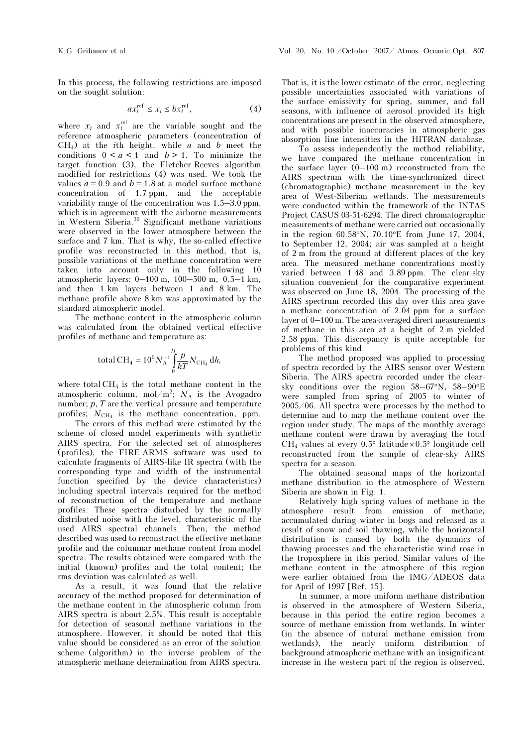In this process, the following restrictions are imposed on the sought solution:

$$a x_i^{\text{ref}} \le x_i \le b x_i^{\text{ref}}, \tag{4}$$

where $x_i$ and $x_i^{\text{ref}}$ are the variable sought and the reference atmospheric parameters (concentration of $CH_4$) at the $i$th height, while $a$ and $b$ meet the conditions $0 < a < 1$ and $b > 1$. To minimize the target function (3), the Fletcher-Reeves algorithm modified for restrictions (4) was used. We took the values $a = 0.9$ and $b = 1.8$ at a model surface methane concentration of 1.7 ppm, and the acceptable variability range of the concentration was 1.5–3.0 ppm, which is in agreement with the airborne measurements in Western Siberia.[30] Significant methane variations were observed in the lower atmosphere between the surface and 7 km. That is why, the so-called effective profile was reconstructed in this method, that is, possible variations of the methane concentration were taken into account only in the following 10 atmospheric layers: 0–100 m, 100–500 m, 0.5–1 km, and then 1-km layers between 1 and 8 km. The methane profile above 8 km was approximated by the standard atmospheric model.

The methane content in the atmospheric column was calculated from the obtained vertical effective profiles of methane and temperature as:

$$\text{total}\, CH_4 = 10^6 N_A^{-1} \int_0^H \frac{p}{kT} N_{CH_4}\, dh,$$

where total $CH_4$ is the total methane content in the atmospheric column, mol/m$^2$; $N_A$ is the Avogadro number; $p$, $T$ are the vertical pressure and temperature profiles; $N_{CH_4}$ is the methane concentration, ppm.

The errors of this method were estimated by the scheme of closed model experiments with synthetic AIRS spectra. For the selected set of atmospheres (profiles), the FIRE-ARMS software was used to calculate fragments of AIRS-like IR spectra (with the corresponding type and width of the instrumental function specified by the device characteristics) including spectral intervals required for the method of reconstruction of the temperature and methane profiles. These spectra disturbed by the normally distributed noise with the level, characteristic of the used AIRS spectral channels. Then, the method described was used to reconstruct the effective methane profile and the columnar methane content from model spectra. The results obtained were compared with the initial (known) profiles and the total content; the rms deviation was calculated as well.

As a result, it was found that the relative accuracy of the method proposed for determination of the methane content in the atmospheric column from AIRS spectra is about 2.5%. This result is acceptable for detection of seasonal methane variations in the atmosphere. However, it should be noted that this value should be considered as an error of the solution scheme (algorithm) in the inverse problem of the atmospheric methane determination from AIRS spectra. That is, it is the lower estimate of the error, neglecting possible uncertainties associated with variations of the surface emissivity for spring, summer, and fall seasons, with influence of aerosol provided its high concentrations are present in the observed atmosphere, and with possible inaccuracies in atmospheric gas absorption line intensities in the HITRAN database.

To assess independently the method reliability, we have compared the methane concentration in the surface layer (0–100 m) reconstructed from the AIRS spectrum with the time-synchronized direct (chromatographic) methane measurement in the key area of West-Siberian wetlands. The measurements were conducted within the framework of the INTAS Project CASUS 03-51-6294. The direct chromatographic measurements of methane were carried out occasionally in the region 60.58°N, 70.10°E from June 17, 2004, to September 12, 2004; air was sampled at a height of 2 m from the ground at different places of the key area. The measured methane concentrations mostly varied between 1.48 and 3.89 ppm. The clear-sky situation convenient for the comparative experiment was observed on June 18, 2004. The processing of the AIRS spectrum recorded this day over this area gave a methane concentration of 2.04 ppm for a surface layer of 0–100 m. The area-averaged direct measurements of methane in this area at a height of 2 m yielded 2.58 ppm. This discrepancy is quite acceptable for problems of this kind.

The method proposed was applied to processing of spectra recorded by the AIRS sensor over Western Siberia. The AIRS spectra recorded under the clear-sky conditions over the region 58–67°N, 58–90°E were sampled from spring of 2005 to winter of 2005/06. All spectra were processes by the method to determine and to map the methane content over the region under study. The maps of the monthly average methane content were drawn by averaging the total $CH_4$ values at every 0.5° latitude × 0.5° longitude cell reconstructed from the sample of clear-sky AIRS spectra for a season.

The obtained seasonal maps of the horizontal methane distribution in the atmosphere of Western Siberia are shown in Fig. 1.

Relatively high spring values of methane in the atmosphere result from emission of methane, accumulated during winter in bogs and released as a result of snow and soil thawing, while the horizontal distribution is caused by both the dynamics of thawing processes and the characteristic wind rose in the troposphere in this period. Similar values of the methane content in the atmosphere of this region were earlier obtained from the IMG/ADEOS data for April of 1997 [Ref. 15].

In summer, a more uniform methane distribution is observed in the atmosphere of Western Siberia, because in this period the entire region becomes a source of methane emission from wetlands. In winter (in the absence of natural methane emission from wetlands), the nearly uniform distribution of background atmospheric methane with an insignificant increase in the western part of the region is observed.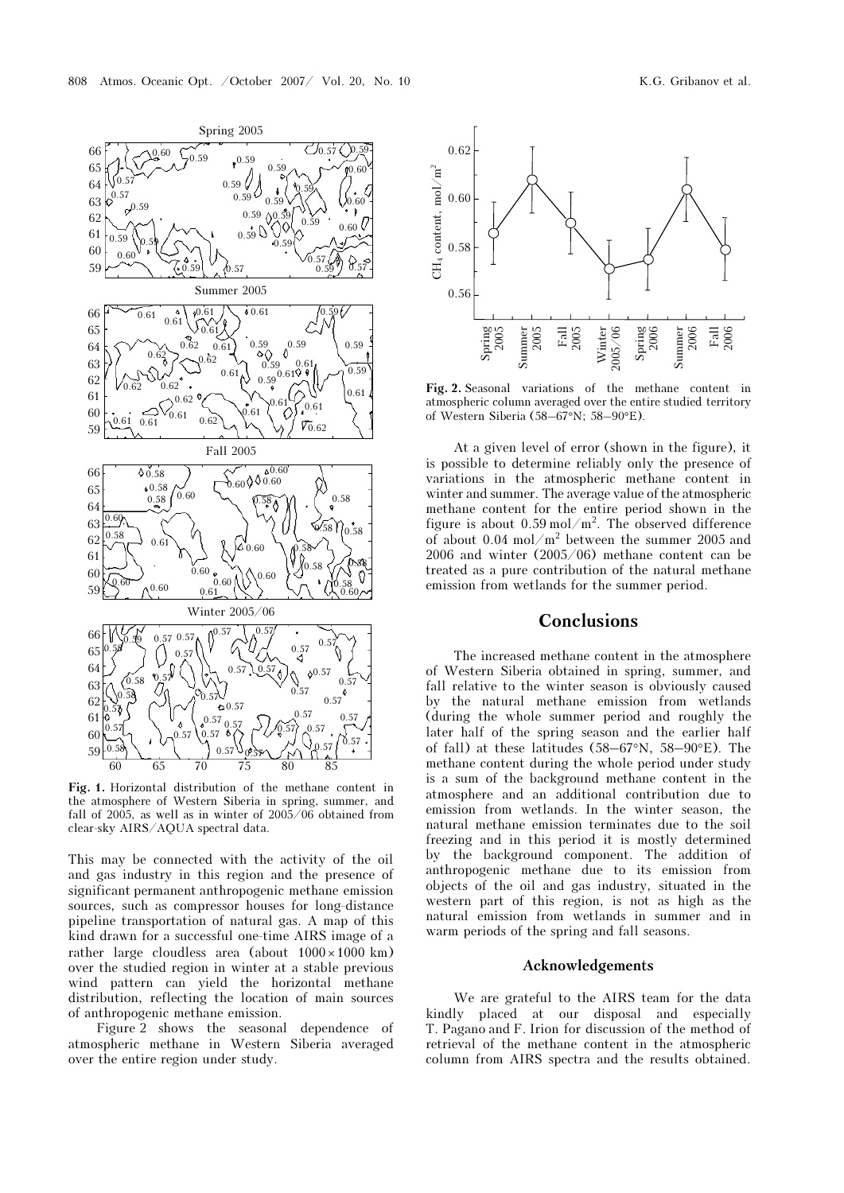Fig. 1. Horizontal distribution of the methane content in the atmosphere of Western Siberia in spring, summer, and fall of 2005, as well as in winter of 2005/06 obtained from clear-sky AIRS/AQUA spectral data.

This may be connected with the activity of the oil and gas industry in this region and the presence of significant permanent anthropogenic methane emission sources, such as compressor houses for long-distance pipeline transportation of natural gas. A map of this kind drawn for a successful one-time AIRS image of a rather large cloudless area (about $1000 \times 1000$ km) over the studied region in winter at a stable previous wind pattern can yield the horizontal methane distribution, reflecting the location of main sources of anthropogenic methane emission.

Figure 2 shows the seasonal dependence of atmospheric methane in Western Siberia averaged over the entire region under study.

Fig. 2. Seasonal variations of the methane content in atmospheric column averaged over the entire studied territory of Western Siberia (58–67°N; 58–90°E).

At a given level of error (shown in the figure), it is possible to determine reliably only the presence of variations in the atmospheric methane content in winter and summer. The average value of the atmospheric methane content for the entire period shown in the figure is about 0.59 mol/m$^2$. The observed difference of about 0.04 mol/m$^2$ between the summer 2005 and 2006 and winter (2005/06) methane content can be treated as a pure contribution of the natural methane emission from wetlands for the summer period.

## Conclusions

The increased methane content in the atmosphere of Western Siberia obtained in spring, summer, and fall relative to the winter season is obviously caused by the natural methane emission from wetlands (during the whole summer period and roughly the later half of the spring season and the earlier half of fall) at these latitudes (58–67°N, 58–90°E). The methane content during the whole period under study is a sum of the background methane content in the atmosphere and an additional contribution due to emission from wetlands. In the winter season, the natural methane emission terminates due to the soil freezing and in this period it is mostly determined by the background component. The addition of anthropogenic methane due to its emission from objects of the oil and gas industry, situated in the western part of this region, is not as high as the natural emission from wetlands in summer and in warm periods of the spring and fall seasons.

### Acknowledgements

We are grateful to the AIRS team for the data kindly placed at our disposal and especially T. Pagano and F. Irion for discussion of the method of retrieval of the methane content in the atmospheric column from AIRS spectra and the results obtained.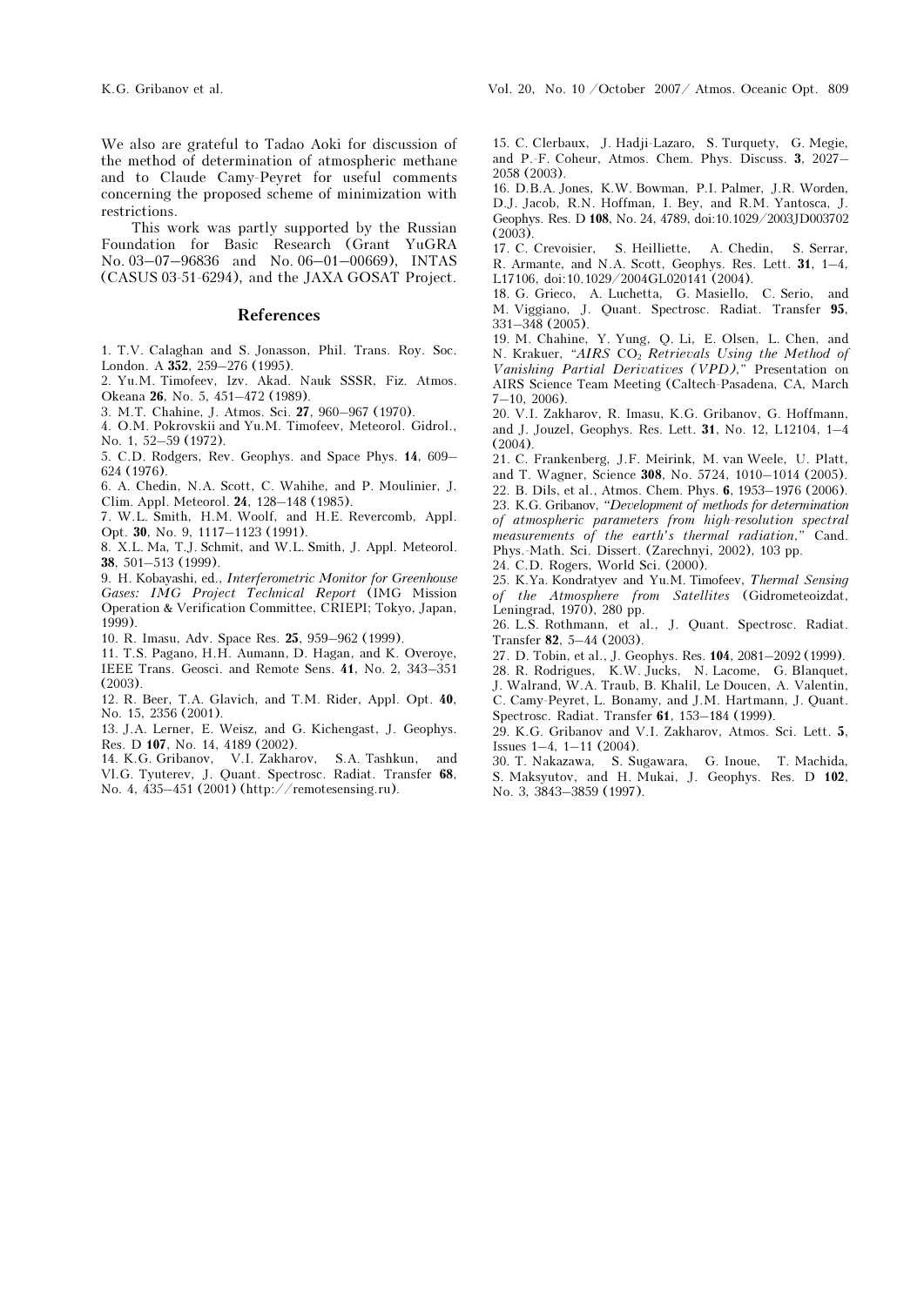We also are grateful to Tadao Aoki for discussion of the method of determination of atmospheric methane and to Claude Camy-Peyret for useful comments concerning the proposed scheme of minimization with restrictions.

This work was partly supported by the Russian Foundation for Basic Research (Grant YuGRA No. 03–07–96836 and No. 06–01–00669), INTAS (CASUS 03-51-6294), and the JAXA GOSAT Project.

## References

1. T.V. Calaghan and S. Jonasson, Phil. Trans. Roy. Soc. London. A **352**, 259–276 (1995).
2. Yu.M. Timofeev, Izv. Akad. Nauk SSSR, Fiz. Atmos. Okeana **26**, No. 5, 451–472 (1989).
3. M.T. Chahine, J. Atmos. Sci. **27**, 960–967 (1970).
4. O.M. Pokrovskii and Yu.M. Timofeev, Meteorol. Gidrol., No. 1, 52–59 (1972).
5. C.D. Rodgers, Rev. Geophys. and Space Phys. **14**, 609–624 (1976).
6. A. Chedin, N.A. Scott, C. Wahihe, and P. Moulinier, J. Clim. Appl. Meteorol. **24**, 128–148 (1985).
7. W.L. Smith, H.M. Woolf, and H.E. Revercomb, Appl. Opt. **30**, No. 9, 1117–1123 (1991).
8. X.L. Ma, T.J. Schmit, and W.L. Smith, J. Appl. Meteorol. **38**, 501–513 (1999).
9. H. Kobayashi, ed., *Interferometric Monitor for Greenhouse Gases: IMG Project Technical Report* (IMG Mission Operation & Verification Committee, CRIEPI; Tokyo, Japan, 1999).
10. R. Imasu, Adv. Space Res. **25**, 959–962 (1999).
11. T.S. Pagano, H.H. Aumann, D. Hagan, and K. Overoye, IEEE Trans. Geosci. and Remote Sens. **41**, No. 2, 343–351 (2003).
12. R. Beer, T.A. Glavich, and T.M. Rider, Appl. Opt. **40**, No. 15, 2356 (2001).
13. J.A. Lerner, E. Weisz, and G. Kichengast, J. Geophys. Res. D **107**, No. 14, 4189 (2002).
14. K.G. Gribanov, V.I. Zakharov, S.A. Tashkun, and Vl.G. Tyuterev, J. Quant. Spectrosc. Radiat. Transfer **68**, No. 4, 435–451 (2001) (http://remotesensing.ru).
15. C. Clerbaux, J. Hadji-Lazaro, S. Turquety, G. Megie, and P.-F. Coheur, Atmos. Chem. Phys. Discuss. **3**, 2027–2058 (2003).
16. D.B.A. Jones, K.W. Bowman, P.I. Palmer, J.R. Worden, D.J. Jacob, R.N. Hoffman, I. Bey, and R.M. Yantosca, J. Geophys. Res. D **108**, No. 24, 4789, doi:10.1029/2003JD003702 (2003).
17. C. Crevoisier, S. Heilliette, A. Chedin, S. Serrar, R. Armante, and N.A. Scott, Geophys. Res. Lett. **31**, 1–4, L17106, doi:10.1029/2004GL020141 (2004).
18. G. Grieco, A. Luchetta, G. Masiello, C. Serio, and M. Viggiano, J. Quant. Spectrosc. Radiat. Transfer **95**, 331–348 (2005).
19. M. Chahine, Y. Yung, Q. Li, E. Olsen, L. Chen, and N. Krakuer, "*AIRS $CO_2$ Retrievals Using the Method of Vanishing Partial Derivatives (VPD)*," Presentation on AIRS Science Team Meeting (Caltech-Pasadena, CA, March 7–10, 2006).
20. V.I. Zakharov, R. Imasu, K.G. Gribanov, G. Hoffmann, and J. Jouzel, Geophys. Res. Lett. **31**, No. 12, L12104, 1–4 (2004).
21. C. Frankenberg, J.F. Meirink, M. van Weele, U. Platt, and T. Wagner, Science **308**, No. 5724, 1010–1014 (2005).
22. B. Dils, et al., Atmos. Chem. Phys. **6**, 1953–1976 (2006).
23. K.G. Gribanov, "*Development of methods for determination of atmospheric parameters from high-resolution spectral measurements of the earth's thermal radiation*," Cand. Phys.-Math. Sci. Dissert. (Zarechnyi, 2002), 103 pp.
24. C.D. Rogers, World Sci. (2000).
25. K.Ya. Kondratyev and Yu.M. Timofeev, *Thermal Sensing of the Atmosphere from Satellites* (Gidrometeoizdat, Leningrad, 1970), 280 pp.
26. L.S. Rothmann, et al., J. Quant. Spectrosc. Radiat. Transfer **82**, 5–44 (2003).
27. D. Tobin, et al., J. Geophys. Res. **104**, 2081–2092 (1999).
28. R. Rodrigues, K.W. Jucks, N. Lacome, G. Blanquet, J. Walrand, W.A. Traub, B. Khalil, Le Doucen, A. Valentin, C. Camy-Peyret, L. Bonamy, and J.M. Hartmann, J. Quant. Spectrosc. Radiat. Transfer **61**, 153–184 (1999).
29. K.G. Gribanov and V.I. Zakharov, Atmos. Sci. Lett. **5**, Issues 1–4, 1–11 (2004).
30. T. Nakazawa, S. Sugawara, G. Inoue, T. Machida, S. Maksyutov, and H. Mukai, J. Geophys. Res. D **102**, No. 3, 3843–3859 (1997).